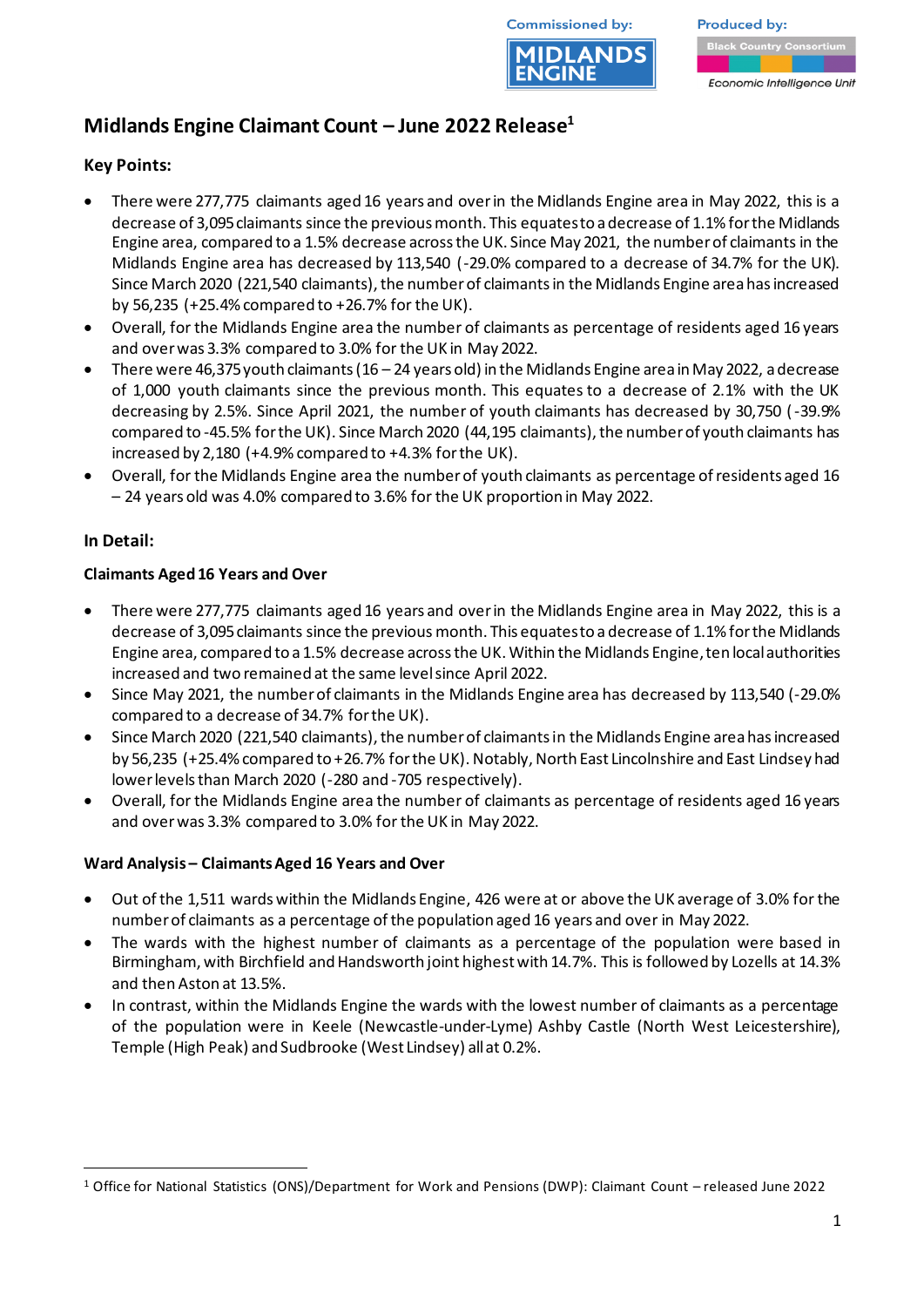Commissioned by: MIDLANDS ENGINE

Produced by: Black Country Consortium *Economic Intelligence Unit*

# Midlands Engine Claimant Count – June 2022 Release[1]

## Key Points:

- There were 277,775 claimants aged 16 years and over in the Midlands Engine area in May 2022, this is a decrease of 3,095 claimants since the previous month. This equates to a decrease of 1.1% for the Midlands Engine area, compared to a 1.5% decrease across the UK. Since May 2021, the number of claimants in the Midlands Engine area has decreased by 113,540 (-29.0% compared to a decrease of 34.7% for the UK). Since March 2020 (221,540 claimants), the number of claimants in the Midlands Engine area has increased by 56,235 (+25.4% compared to +26.7% for the UK).
- Overall, for the Midlands Engine area the number of claimants as percentage of residents aged 16 years and over was 3.3% compared to 3.0% for the UK in May 2022.
- There were 46,375 youth claimants (16 – 24 years old) in the Midlands Engine area in May 2022, a decrease of 1,000 youth claimants since the previous month. This equates to a decrease of 2.1% with the UK decreasing by 2.5%. Since April 2021, the number of youth claimants has decreased by 30,750 (-39.9% compared to -45.5% for the UK). Since March 2020 (44,195 claimants), the number of youth claimants has increased by 2,180 (+4.9% compared to +4.3% for the UK).
- Overall, for the Midlands Engine area the number of youth claimants as percentage of residents aged 16 – 24 years old was 4.0% compared to 3.6% for the UK proportion in May 2022.

## In Detail:

### Claimants Aged 16 Years and Over

- There were 277,775 claimants aged 16 years and over in the Midlands Engine area in May 2022, this is a decrease of 3,095 claimants since the previous month. This equates to a decrease of 1.1% for the Midlands Engine area, compared to a 1.5% decrease across the UK. Within the Midlands Engine, ten local authorities increased and two remained at the same level since April 2022.
- Since May 2021, the number of claimants in the Midlands Engine area has decreased by 113,540 (-29.0% compared to a decrease of 34.7% for the UK).
- Since March 2020 (221,540 claimants), the number of claimants in the Midlands Engine area has increased by 56,235 (+25.4% compared to +26.7% for the UK). Notably, North East Lincolnshire and East Lindsey had lower levels than March 2020 (-280 and -705 respectively).
- Overall, for the Midlands Engine area the number of claimants as percentage of residents aged 16 years and over was 3.3% compared to 3.0% for the UK in May 2022.

### Ward Analysis – Claimants Aged 16 Years and Over

- Out of the 1,511 wards within the Midlands Engine, 426 were at or above the UK average of 3.0% for the number of claimants as a percentage of the population aged 16 years and over in May 2022.
- The wards with the highest number of claimants as a percentage of the population were based in Birmingham, with Birchfield and Handsworth joint highest with 14.7%. This is followed by Lozells at 14.3% and then Aston at 13.5%.
- In contrast, within the Midlands Engine the wards with the lowest number of claimants as a percentage of the population were in Keele (Newcastle-under-Lyme) Ashby Castle (North West Leicestershire), Temple (High Peak) and Sudbrooke (West Lindsey) all at 0.2%.

---

[1] Office for National Statistics (ONS)/Department for Work and Pensions (DWP): Claimant Count – released June 2022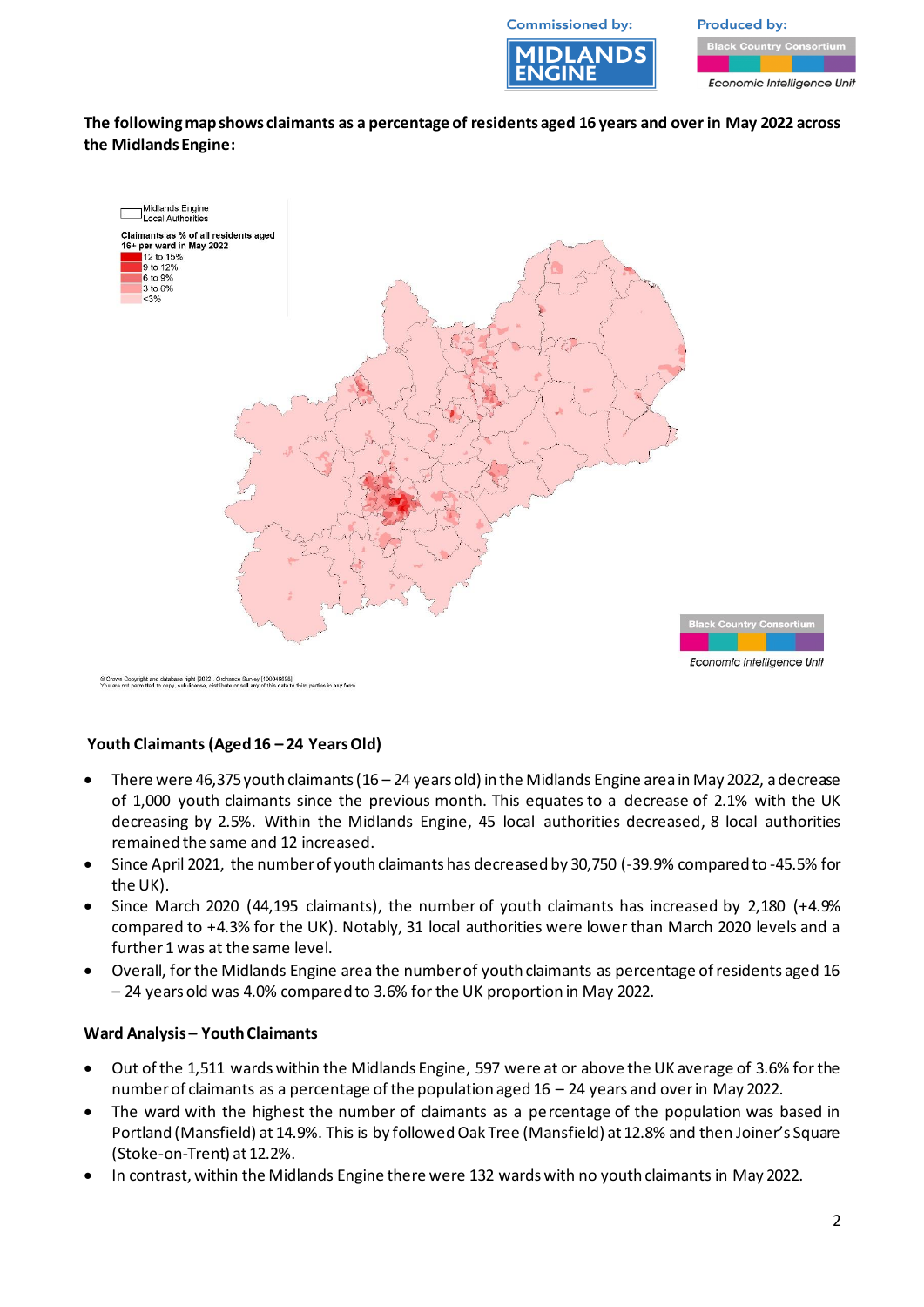**The following map shows claimants as a percentage of residents aged 16 years and over in May 2022 across the Midlands Engine:**

### Youth Claimants (Aged 16 – 24 Years Old)

- There were 46,375 youth claimants (16 – 24 years old) in the Midlands Engine area in May 2022, a decrease of 1,000 youth claimants since the previous month. This equates to a decrease of 2.1% with the UK decreasing by 2.5%. Within the Midlands Engine, 45 local authorities decreased, 8 local authorities remained the same and 12 increased.
- Since April 2021, the number of youth claimants has decreased by 30,750 (-39.9% compared to -45.5% for the UK).
- Since March 2020 (44,195 claimants), the number of youth claimants has increased by 2,180 (+4.9% compared to +4.3% for the UK). Notably, 31 local authorities were lower than March 2020 levels and a further 1 was at the same level.
- Overall, for the Midlands Engine area the number of youth claimants as percentage of residents aged 16 – 24 years old was 4.0% compared to 3.6% for the UK proportion in May 2022.

### Ward Analysis – Youth Claimants

- Out of the 1,511 wards within the Midlands Engine, 597 were at or above the UK average of 3.6% for the number of claimants as a percentage of the population aged 16 – 24 years and over in May 2022.
- The ward with the highest the number of claimants as a percentage of the population was based in Portland (Mansfield) at 14.9%. This is by followed Oak Tree (Mansfield) at 12.8% and then Joiner's Square (Stoke-on-Trent) at 12.2%.
- In contrast, within the Midlands Engine there were 132 wards with no youth claimants in May 2022.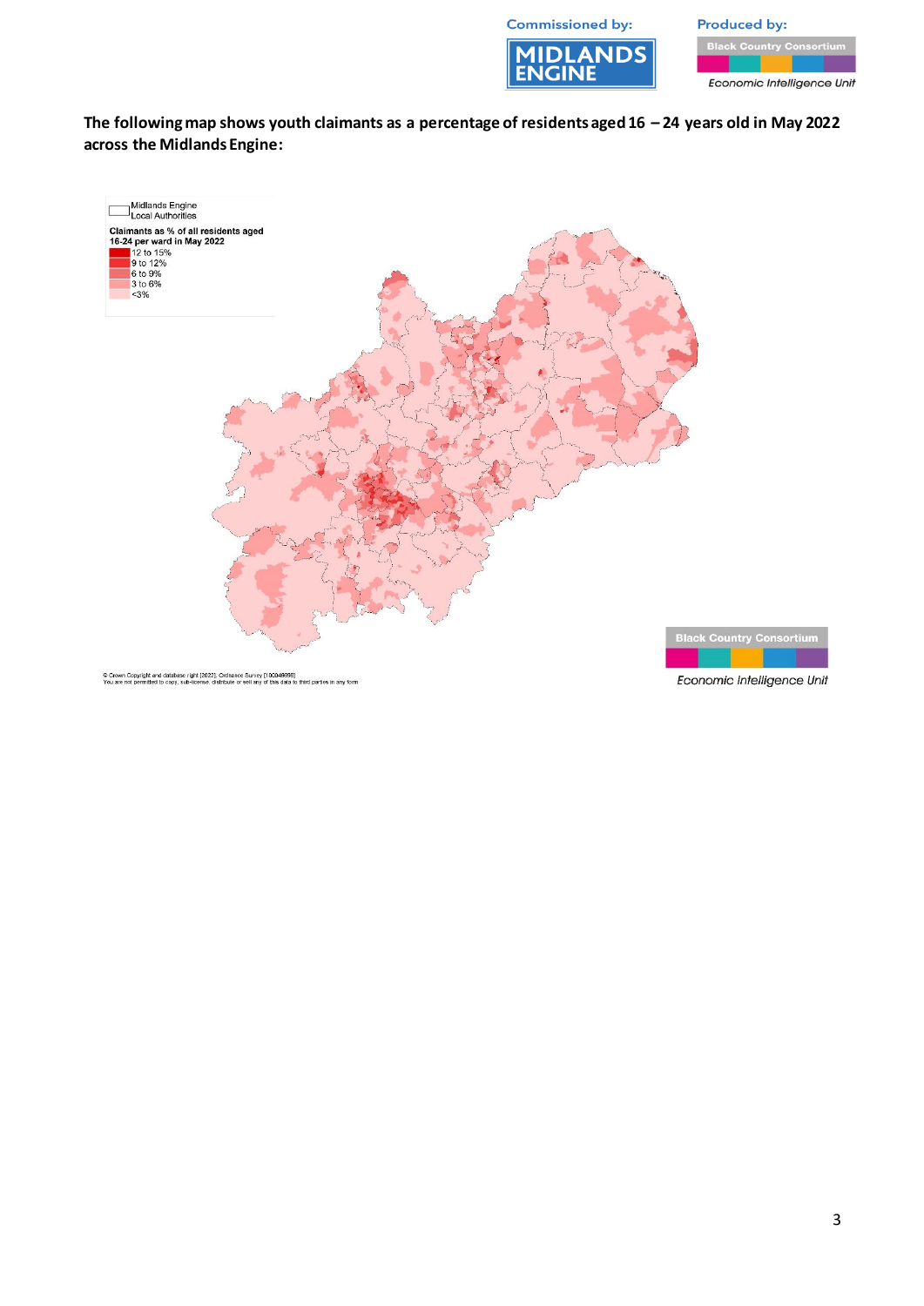Commissioned by: MIDLANDS ENGINE

Produced by: Black Country Consortium Economic Intelligence Unit

**The following map shows youth claimants as a percentage of residents aged 16 – 24 years old in May 2022 across the Midlands Engine:**

Midlands Engine Local Authorities

**Claimants as % of all residents aged 16-24 per ward in May 2022**

12 to 15%
9 to 12%
6 to 9%
3 to 6%
<3%

© Crown Copyright and database right [2022]. Ordnance Survey [100049890]
You are not permitted to copy, sub-license, distribute or sell any of this data to third parties in any form

Black Country Consortium Economic Intelligence Unit